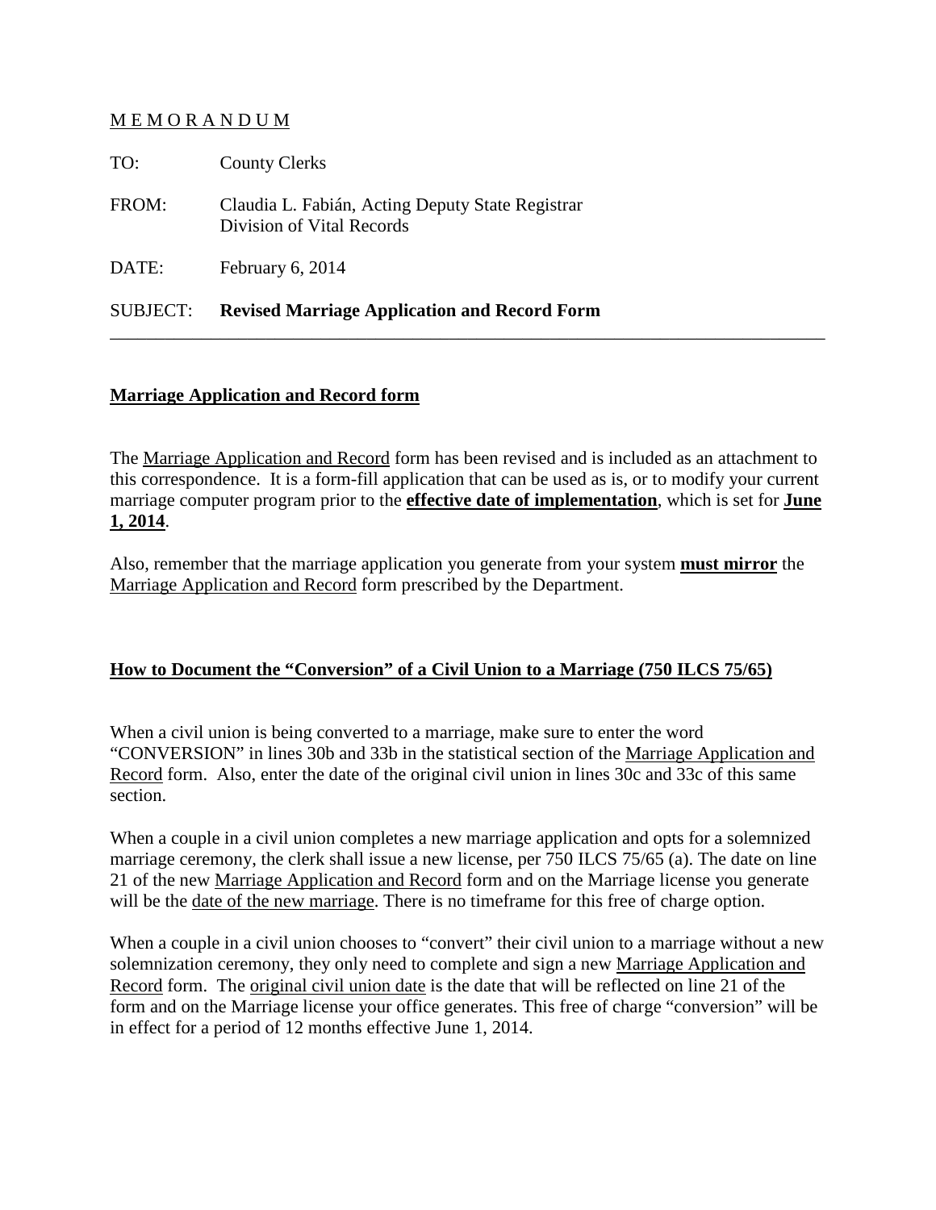M E M O R A N D U M

TO: County Clerks

FROM: Claudia L. Fabián, Acting Deputy State Registrar
Division of Vital Records

DATE: February 6, 2014

SUBJECT: **Revised Marriage Application and Record Form**

---

## Marriage Application and Record form

The Marriage Application and Record form has been revised and is included as an attachment to this correspondence. It is a form-fill application that can be used as is, or to modify your current marriage computer program prior to the **effective date of implementation**, which is set for **June 1, 2014**.

Also, remember that the marriage application you generate from your system **must mirror** the Marriage Application and Record form prescribed by the Department.

## How to Document the "Conversion" of a Civil Union to a Marriage (750 ILCS 75/65)

When a civil union is being converted to a marriage, make sure to enter the word "CONVERSION" in lines 30b and 33b in the statistical section of the Marriage Application and Record form. Also, enter the date of the original civil union in lines 30c and 33c of this same section.

When a couple in a civil union completes a new marriage application and opts for a solemnized marriage ceremony, the clerk shall issue a new license, per 750 ILCS 75/65 (a). The date on line 21 of the new Marriage Application and Record form and on the Marriage license you generate will be the date of the new marriage. There is no timeframe for this free of charge option.

When a couple in a civil union chooses to "convert" their civil union to a marriage without a new solemnization ceremony, they only need to complete and sign a new Marriage Application and Record form. The original civil union date is the date that will be reflected on line 21 of the form and on the Marriage license your office generates. This free of charge "conversion" will be in effect for a period of 12 months effective June 1, 2014.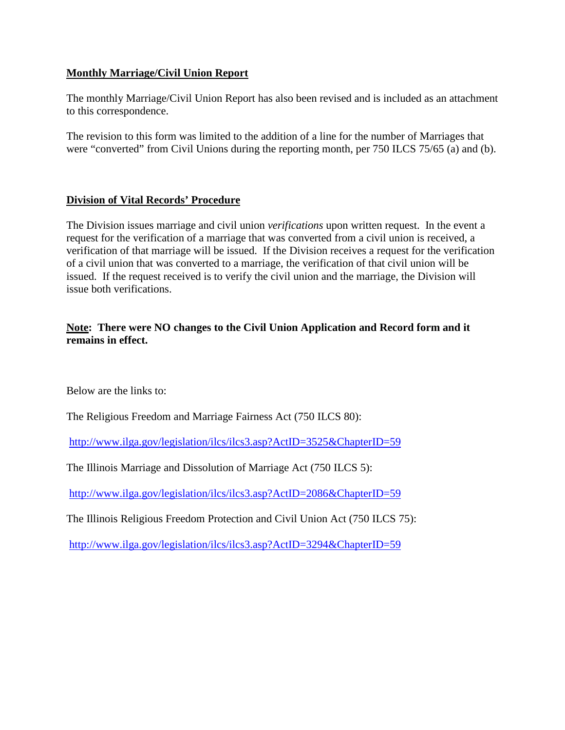**Monthly Marriage/Civil Union Report**

The monthly Marriage/Civil Union Report has also been revised and is included as an attachment to this correspondence.

The revision to this form was limited to the addition of a line for the number of Marriages that were "converted" from Civil Unions during the reporting month, per 750 ILCS 75/65 (a) and (b).

**Division of Vital Records' Procedure**

The Division issues marriage and civil union *verifications* upon written request. In the event a request for the verification of a marriage that was converted from a civil union is received, a verification of that marriage will be issued. If the Division receives a request for the verification of a civil union that was converted to a marriage, the verification of that civil union will be issued. If the request received is to verify the civil union and the marriage, the Division will issue both verifications.

**Note: There were NO changes to the Civil Union Application and Record form and it remains in effect.**

Below are the links to:

The Religious Freedom and Marriage Fairness Act (750 ILCS 80):

http://www.ilga.gov/legislation/ilcs/ilcs3.asp?ActID=3525&ChapterID=59

The Illinois Marriage and Dissolution of Marriage Act (750 ILCS 5):

http://www.ilga.gov/legislation/ilcs/ilcs3.asp?ActID=2086&ChapterID=59

The Illinois Religious Freedom Protection and Civil Union Act (750 ILCS 75):

http://www.ilga.gov/legislation/ilcs/ilcs3.asp?ActID=3294&ChapterID=59